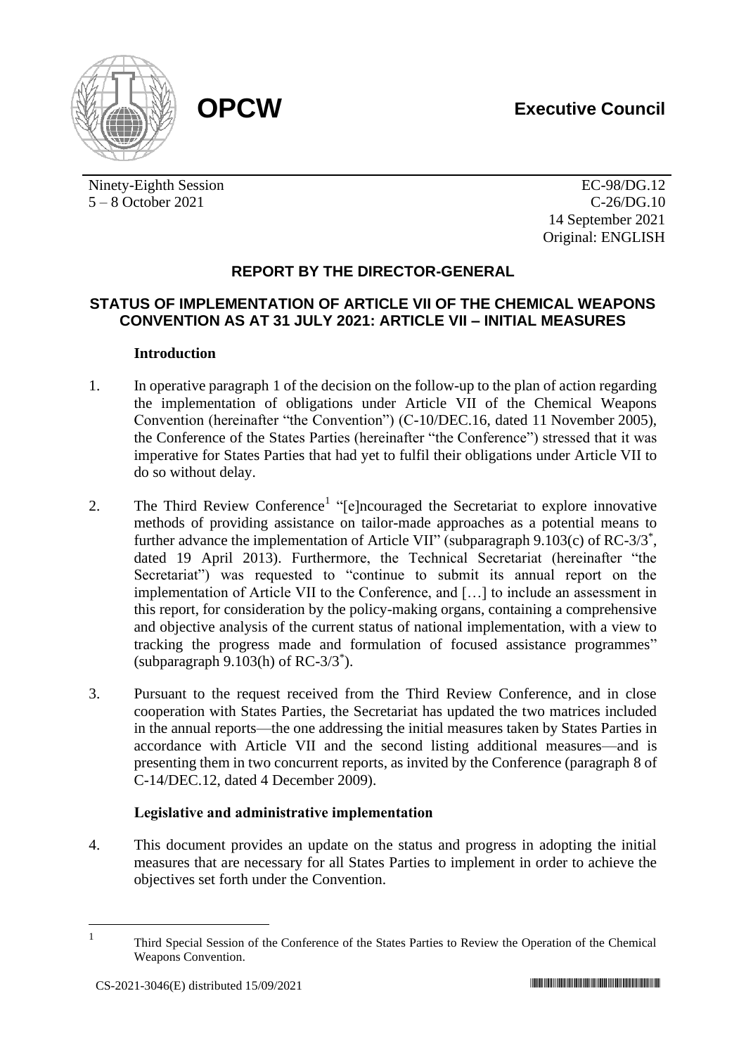**OPCW** **Executive Council**

Ninety-Eighth Session
5 – 8 October 2021

EC-98/DG.12
C-26/DG.10
14 September 2021
Original: ENGLISH

## REPORT BY THE DIRECTOR-GENERAL

### STATUS OF IMPLEMENTATION OF ARTICLE VII OF THE CHEMICAL WEAPONS CONVENTION AS AT 31 JULY 2021: ARTICLE VII – INITIAL MEASURES

#### Introduction

1. In operative paragraph 1 of the decision on the follow-up to the plan of action regarding the implementation of obligations under Article VII of the Chemical Weapons Convention (hereinafter "the Convention") (C-10/DEC.16, dated 11 November 2005), the Conference of the States Parties (hereinafter "the Conference") stressed that it was imperative for States Parties that had yet to fulfil their obligations under Article VII to do so without delay.

2. The Third Review Conference[1] "[e]ncouraged the Secretariat to explore innovative methods of providing assistance on tailor-made approaches as a potential means to further advance the implementation of Article VII" (subparagraph 9.103(c) of RC-3/3*, dated 19 April 2013). Furthermore, the Technical Secretariat (hereinafter "the Secretariat") was requested to "continue to submit its annual report on the implementation of Article VII to the Conference, and […] to include an assessment in this report, for consideration by the policy-making organs, containing a comprehensive and objective analysis of the current status of national implementation, with a view to tracking the progress made and formulation of focused assistance programmes" (subparagraph 9.103(h) of RC-3/3*).

3. Pursuant to the request received from the Third Review Conference, and in close cooperation with States Parties, the Secretariat has updated the two matrices included in the annual reports—the one addressing the initial measures taken by States Parties in accordance with Article VII and the second listing additional measures—and is presenting them in two concurrent reports, as invited by the Conference (paragraph 8 of C-14/DEC.12, dated 4 December 2009).

#### Legislative and administrative implementation

4. This document provides an update on the status and progress in adopting the initial measures that are necessary for all States Parties to implement in order to achieve the objectives set forth under the Convention.

[1] Third Special Session of the Conference of the States Parties to Review the Operation of the Chemical Weapons Convention.

CS-2021-3046(E) distributed 15/09/2021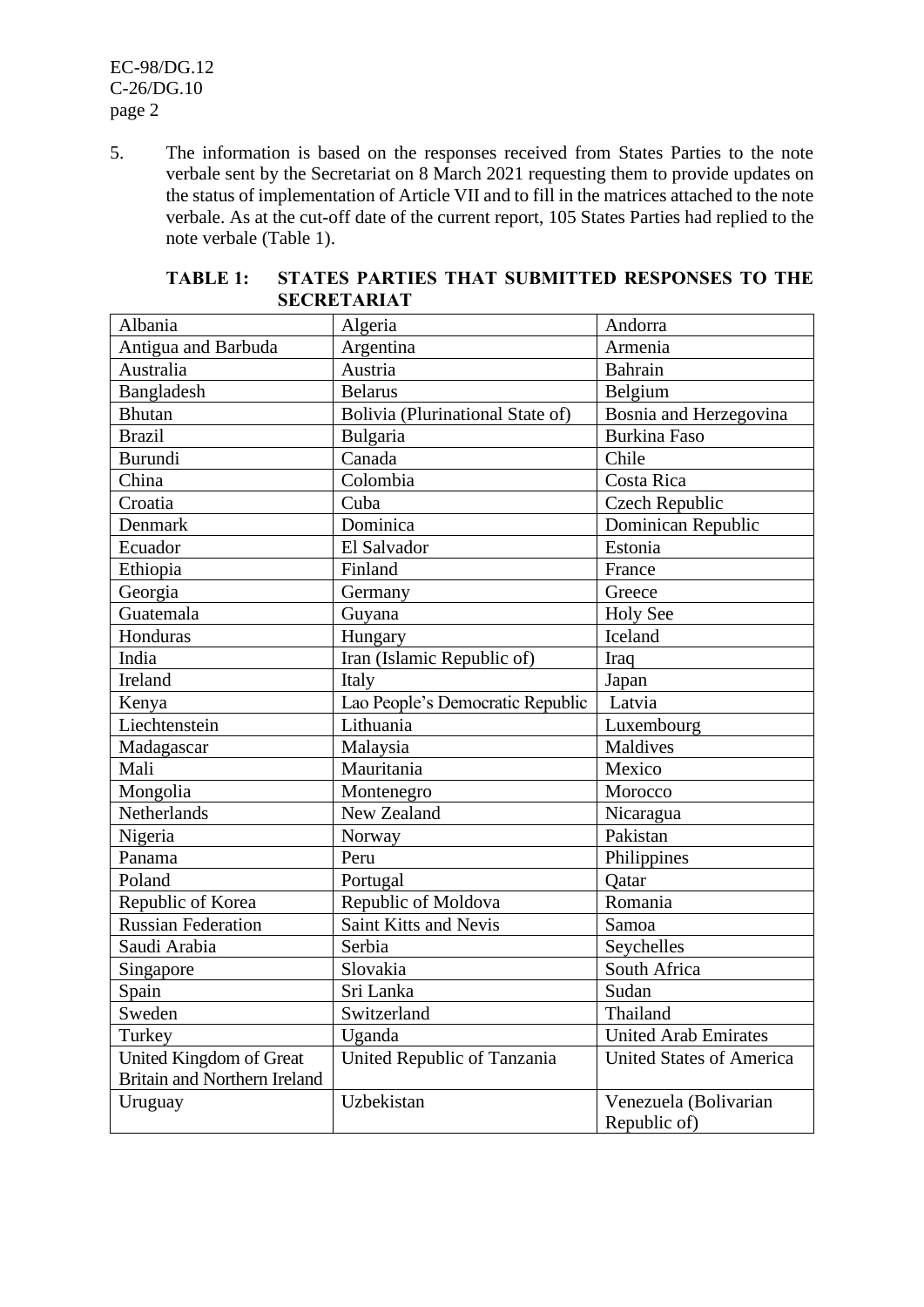5. The information is based on the responses received from States Parties to the note verbale sent by the Secretariat on 8 March 2021 requesting them to provide updates on the status of implementation of Article VII and to fill in the matrices attached to the note verbale. As at the cut-off date of the current report, 105 States Parties had replied to the note verbale (Table 1).

**TABLE 1: STATES PARTIES THAT SUBMITTED RESPONSES TO THE SECRETARIAT**

| | | |
|---|---|---|
| Albania | Algeria | Andorra |
| Antigua and Barbuda | Argentina | Armenia |
| Australia | Austria | Bahrain |
| Bangladesh | Belarus | Belgium |
| Bhutan | Bolivia (Plurinational State of) | Bosnia and Herzegovina |
| Brazil | Bulgaria | Burkina Faso |
| Burundi | Canada | Chile |
| China | Colombia | Costa Rica |
| Croatia | Cuba | Czech Republic |
| Denmark | Dominica | Dominican Republic |
| Ecuador | El Salvador | Estonia |
| Ethiopia | Finland | France |
| Georgia | Germany | Greece |
| Guatemala | Guyana | Holy See |
| Honduras | Hungary | Iceland |
| India | Iran (Islamic Republic of) | Iraq |
| Ireland | Italy | Japan |
| Kenya | Lao People's Democratic Republic | Latvia |
| Liechtenstein | Lithuania | Luxembourg |
| Madagascar | Malaysia | Maldives |
| Mali | Mauritania | Mexico |
| Mongolia | Montenegro | Morocco |
| Netherlands | New Zealand | Nicaragua |
| Nigeria | Norway | Pakistan |
| Panama | Peru | Philippines |
| Poland | Portugal | Qatar |
| Republic of Korea | Republic of Moldova | Romania |
| Russian Federation | Saint Kitts and Nevis | Samoa |
| Saudi Arabia | Serbia | Seychelles |
| Singapore | Slovakia | South Africa |
| Spain | Sri Lanka | Sudan |
| Sweden | Switzerland | Thailand |
| Turkey | Uganda | United Arab Emirates |
| United Kingdom of Great Britain and Northern Ireland | United Republic of Tanzania | United States of America |
| Uruguay | Uzbekistan | Venezuela (Bolivarian Republic of) |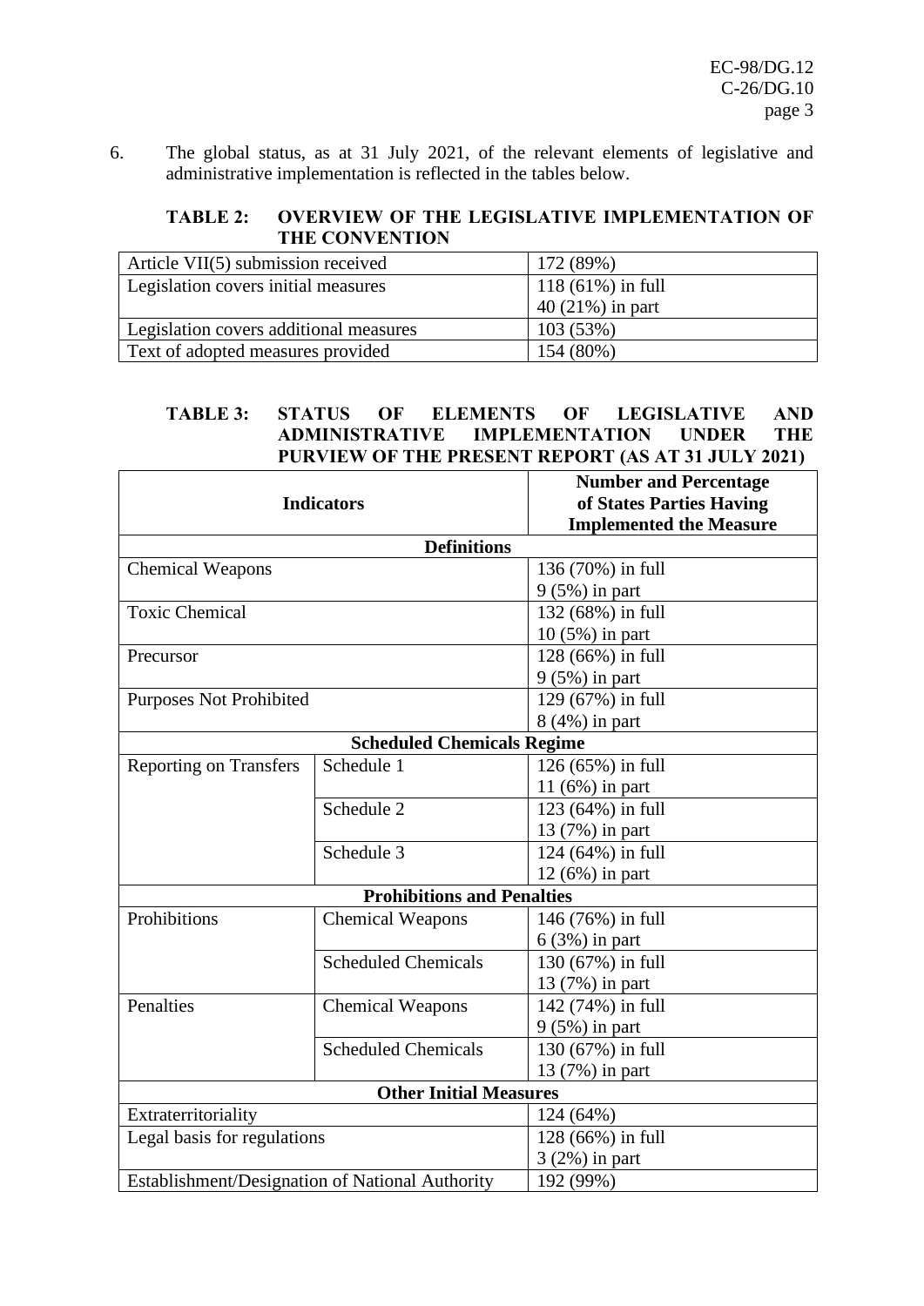6. The global status, as at 31 July 2021, of the relevant elements of legislative and administrative implementation is reflected in the tables below.

**TABLE 2: OVERVIEW OF THE LEGISLATIVE IMPLEMENTATION OF THE CONVENTION**

| | |
|---|---|
| Article VII(5) submission received | 172 (89%) |
| Legislation covers initial measures | 118 (61%) in full<br>40 (21%) in part |
| Legislation covers additional measures | 103 (53%) |
| Text of adopted measures provided | 154 (80%) |

**TABLE 3: STATUS OF ELEMENTS OF LEGISLATIVE AND ADMINISTRATIVE IMPLEMENTATION UNDER THE PURVIEW OF THE PRESENT REPORT (AS AT 31 JULY 2021)**

| Indicators | | Number and Percentage of States Parties Having Implemented the Measure |
|---|---|---|
| **Definitions** | | |
| Chemical Weapons | | 136 (70%) in full<br>9 (5%) in part |
| Toxic Chemical | | 132 (68%) in full<br>10 (5%) in part |
| Precursor | | 128 (66%) in full<br>9 (5%) in part |
| Purposes Not Prohibited | | 129 (67%) in full<br>8 (4%) in part |
| **Scheduled Chemicals Regime** | | |
| Reporting on Transfers | Schedule 1 | 126 (65%) in full<br>11 (6%) in part |
| | Schedule 2 | 123 (64%) in full<br>13 (7%) in part |
| | Schedule 3 | 124 (64%) in full<br>12 (6%) in part |
| **Prohibitions and Penalties** | | |
| Prohibitions | Chemical Weapons | 146 (76%) in full<br>6 (3%) in part |
| | Scheduled Chemicals | 130 (67%) in full<br>13 (7%) in part |
| Penalties | Chemical Weapons | 142 (74%) in full<br>9 (5%) in part |
| | Scheduled Chemicals | 130 (67%) in full<br>13 (7%) in part |
| **Other Initial Measures** | | |
| Extraterritoriality | | 124 (64%) |
| Legal basis for regulations | | 128 (66%) in full<br>3 (2%) in part |
| Establishment/Designation of National Authority | | 192 (99%) |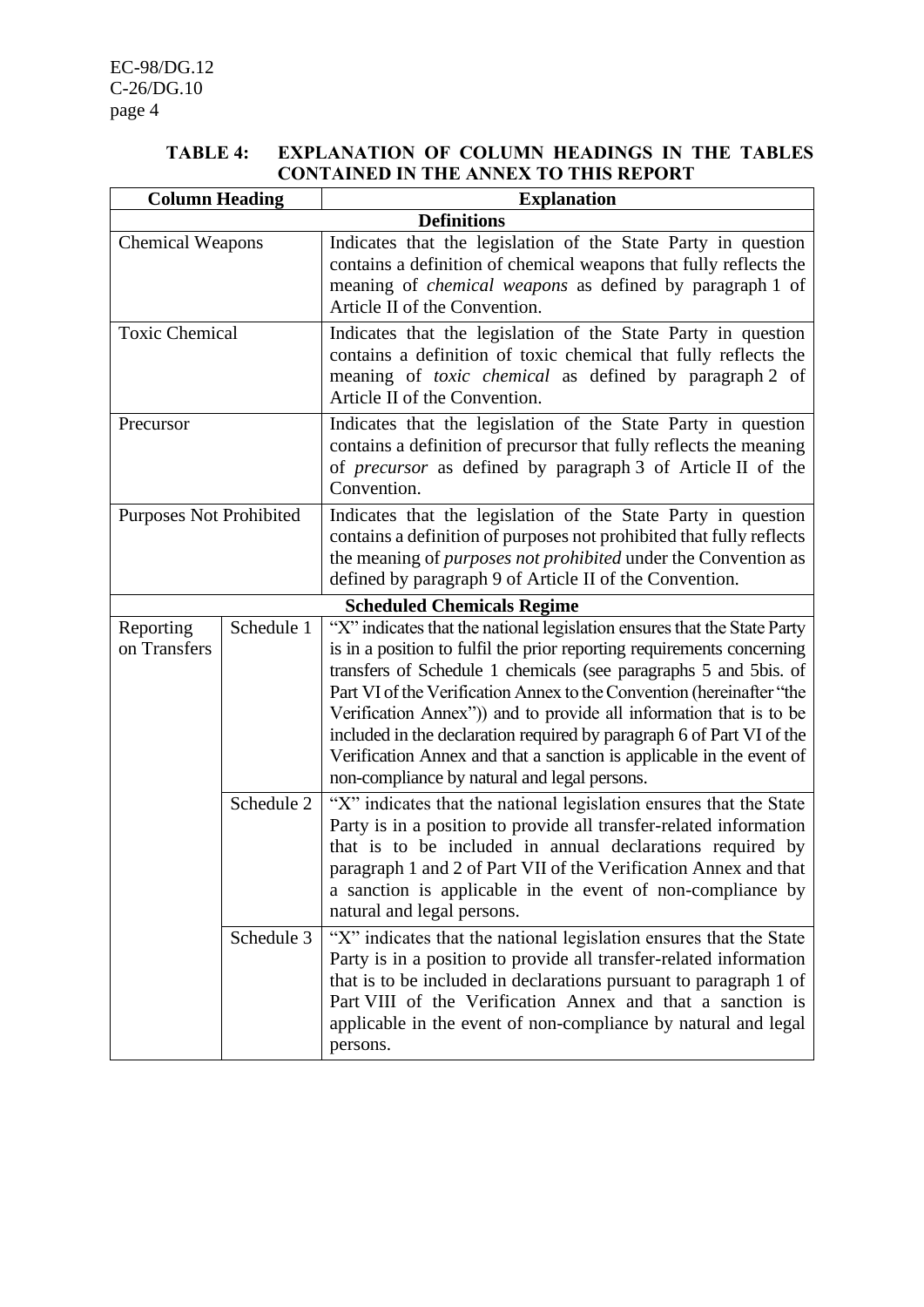**TABLE 4: EXPLANATION OF COLUMN HEADINGS IN THE TABLES CONTAINED IN THE ANNEX TO THIS REPORT**

| Column Heading | | Explanation |
|---|---|---|
| **Definitions** | | |
| Chemical Weapons | | Indicates that the legislation of the State Party in question contains a definition of chemical weapons that fully reflects the meaning of *chemical weapons* as defined by paragraph 1 of Article II of the Convention. |
| Toxic Chemical | | Indicates that the legislation of the State Party in question contains a definition of toxic chemical that fully reflects the meaning of *toxic chemical* as defined by paragraph 2 of Article II of the Convention. |
| Precursor | | Indicates that the legislation of the State Party in question contains a definition of precursor that fully reflects the meaning of *precursor* as defined by paragraph 3 of Article II of the Convention. |
| Purposes Not Prohibited | | Indicates that the legislation of the State Party in question contains a definition of purposes not prohibited that fully reflects the meaning of *purposes not prohibited* under the Convention as defined by paragraph 9 of Article II of the Convention. |
| **Scheduled Chemicals Regime** | | |
| Reporting on Transfers | Schedule 1 | "X" indicates that the national legislation ensures that the State Party is in a position to fulfil the prior reporting requirements concerning transfers of Schedule 1 chemicals (see paragraphs 5 and 5bis. of Part VI of the Verification Annex to the Convention (hereinafter "the Verification Annex")) and to provide all information that is to be included in the declaration required by paragraph 6 of Part VI of the Verification Annex and that a sanction is applicable in the event of non-compliance by natural and legal persons. |
| | Schedule 2 | "X" indicates that the national legislation ensures that the State Party is in a position to provide all transfer-related information that is to be included in annual declarations required by paragraph 1 and 2 of Part VII of the Verification Annex and that a sanction is applicable in the event of non-compliance by natural and legal persons. |
| | Schedule 3 | "X" indicates that the national legislation ensures that the State Party is in a position to provide all transfer-related information that is to be included in declarations pursuant to paragraph 1 of Part VIII of the Verification Annex and that a sanction is applicable in the event of non-compliance by natural and legal persons. |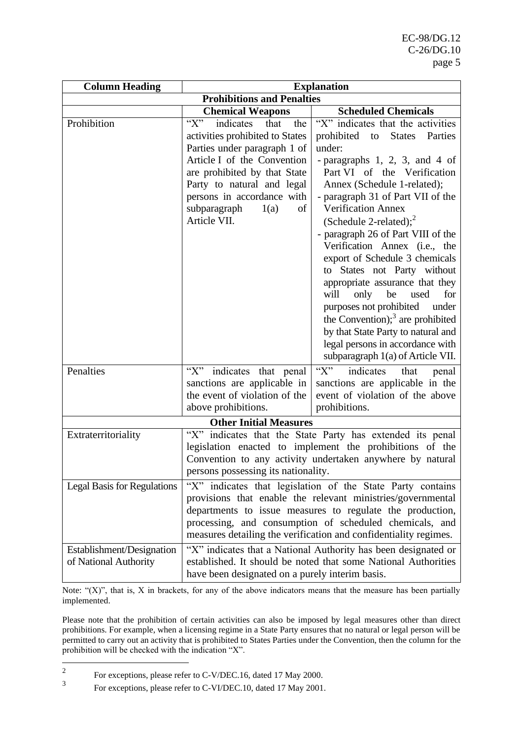| Column Heading | Explanation | |
|---|---|---|
| **Prohibitions and Penalties** | | |
| | **Chemical Weapons** | **Scheduled Chemicals** |
| Prohibition | "X" indicates that the activities prohibited to States Parties under paragraph 1 of Article I of the Convention are prohibited by that State Party to natural and legal persons in accordance with subparagraph 1(a) of Article VII. | "X" indicates that the activities prohibited to States Parties under: - paragraphs 1, 2, 3, and 4 of Part VI of the Verification Annex (Schedule 1-related); - paragraph 31 of Part VII of the Verification Annex (Schedule 2-related);[2] - paragraph 26 of Part VIII of the Verification Annex (i.e., the export of Schedule 3 chemicals to States not Party without appropriate assurance that they will only be used for purposes not prohibited under the Convention);[3] are prohibited by that State Party to natural and legal persons in accordance with subparagraph 1(a) of Article VII. |
| Penalties | "X" indicates that penal sanctions are applicable in the event of violation of the above prohibitions. | "X" indicates that penal sanctions are applicable in the event of violation of the above prohibitions. |
| **Other Initial Measures** | | |
| Extraterritoriality | "X" indicates that the State Party has extended its penal legislation enacted to implement the prohibitions of the Convention to any activity undertaken anywhere by natural persons possessing its nationality. | |
| Legal Basis for Regulations | "X" indicates that legislation of the State Party contains provisions that enable the relevant ministries/governmental departments to issue measures to regulate the production, processing, and consumption of scheduled chemicals, and measures detailing the verification and confidentiality regimes. | |
| Establishment/Designation of National Authority | "X" indicates that a National Authority has been designated or established. It should be noted that some National Authorities have been designated on a purely interim basis. | |

Note: "(X)", that is, X in brackets, for any of the above indicators means that the measure has been partially implemented.

Please note that the prohibition of certain activities can also be imposed by legal measures other than direct prohibitions. For example, when a licensing regime in a State Party ensures that no natural or legal person will be permitted to carry out an activity that is prohibited to States Parties under the Convention, then the column for the prohibition will be checked with the indication "X".

---

[2] For exceptions, please refer to C-V/DEC.16, dated 17 May 2000.

[3] For exceptions, please refer to C-VI/DEC.10, dated 17 May 2001.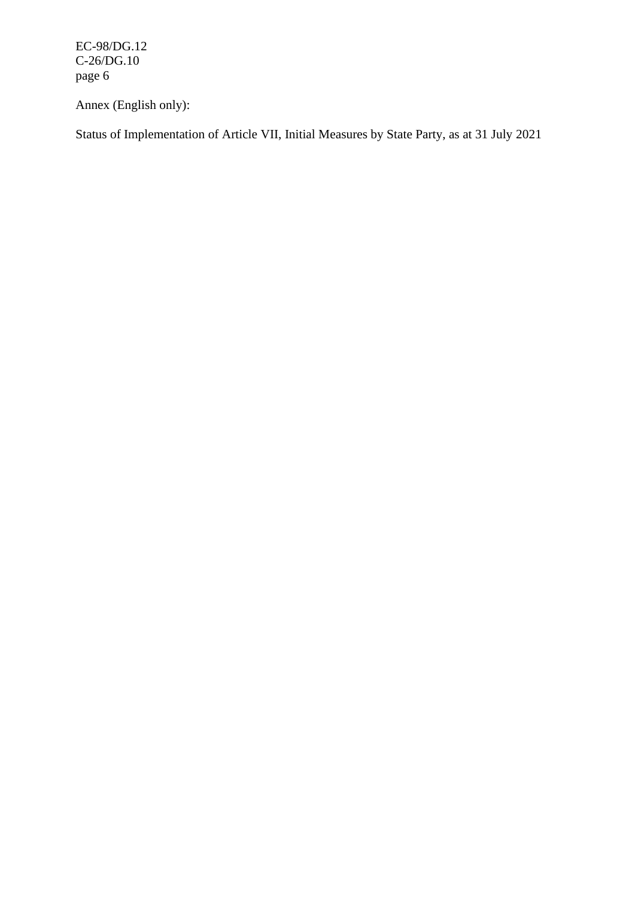Annex (English only):

Status of Implementation of Article VII, Initial Measures by State Party, as at 31 July 2021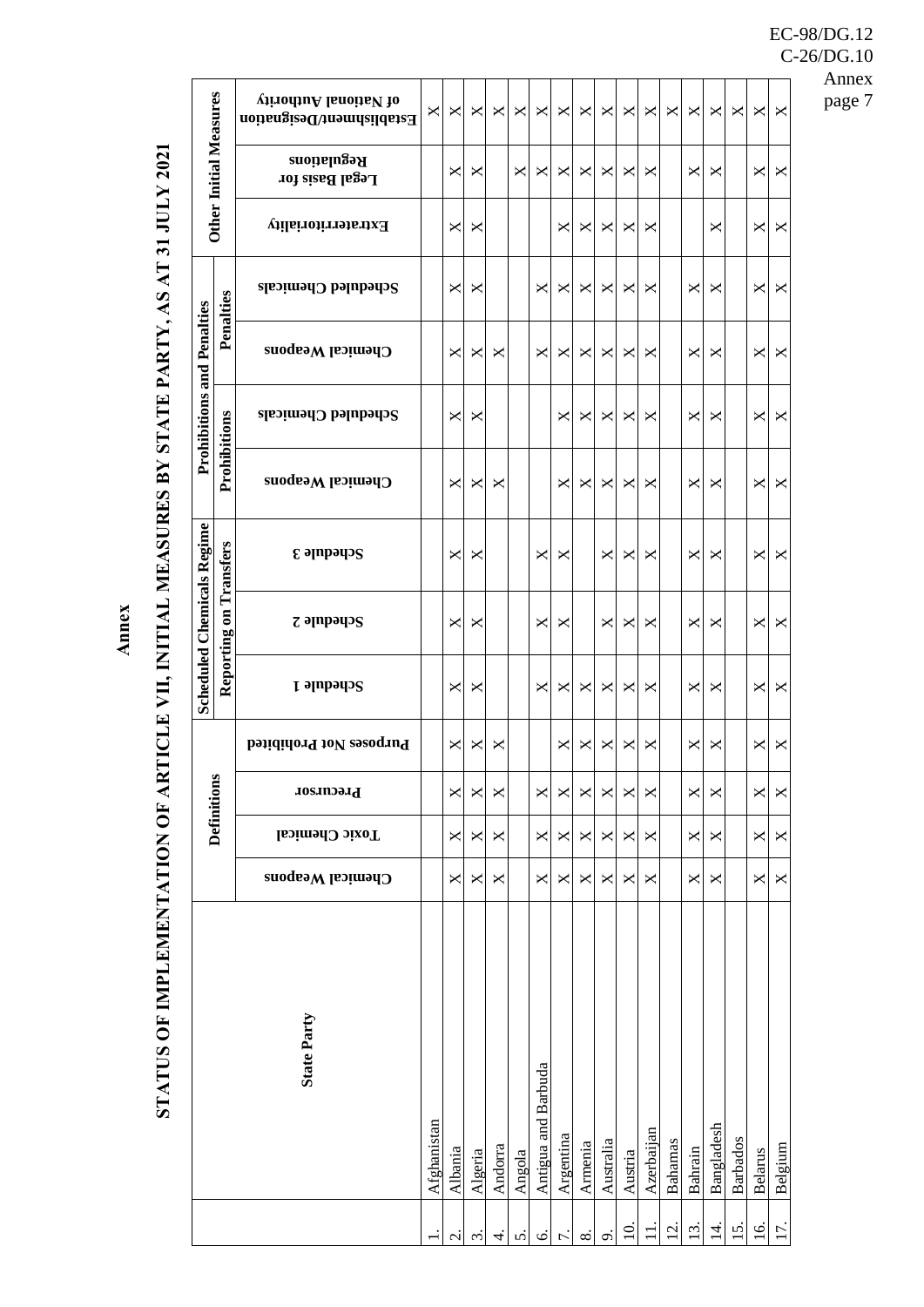# Annex

## STATUS OF IMPLEMENTATION OF ARTICLE VII, INITIAL MEASURES BY STATE PARTY, AS AT 31 JULY 2021

| | State Party | Definitions | | | | Scheduled Chemicals Regime | | | Prohibitions and Penalties | | | | Other Initial Measures | | |
|---|---|---|---|---|---|---|---|---|---|---|---|---|---|---|---|
| | | | | | | Reporting on Transfers | | | Prohibitions | | Penalties | | | | |
| | | Chemical Weapons | Toxic Chemical | Precursor | Purposes Not Prohibited | Schedule 1 | Schedule 2 | Schedule 3 | Chemical Weapons | Scheduled Chemicals | Chemical Weapons | Scheduled Chemicals | Extraterritoriality | Legal Basis for Regulations | Establishment/Designation of National Authority |
| 1. | Afghanistan | | | | | | | | | | | | | | X |
| 2. | Albania | X | X | X | X | X | X | X | X | X | X | X | X | X | X |
| 3. | Algeria | X | X | X | X | X | X | X | X | X | X | X | X | X | X |
| 4. | Andorra | X | X | X | X | | | | X | | X | | | | X |
| 5. | Angola | | | | | | | | | | | | | X | X |
| 6. | Antigua and Barbuda | X | X | X | | X | X | X | | | X | X | | X | X |
| 7. | Argentina | X | X | X | X | X | X | X | X | X | X | X | X | X | X |
| 8. | Armenia | X | X | X | X | X | | | X | X | X | X | X | X | X |
| 9. | Australia | X | X | X | X | X | X | X | X | X | X | X | X | X | X |
| 10. | Austria | X | X | X | X | X | X | X | X | X | X | X | X | X | X |
| 11. | Azerbaijan | X | X | X | X | X | X | X | X | X | X | X | X | X | X |
| 12. | Bahamas | | | | | | | | | | | | | | X |
| 13. | Bahrain | X | X | X | X | X | X | X | X | X | X | X | | X | X |
| 14. | Bangladesh | X | X | X | X | X | X | X | X | X | X | X | X | X | X |
| 15. | Barbados | | | | | | | | | | | | | | X |
| 16. | Belarus | X | X | X | X | X | X | X | X | X | X | X | X | X | X |
| 17. | Belgium | X | X | X | X | X | X | X | X | X | X | X | X | X | X |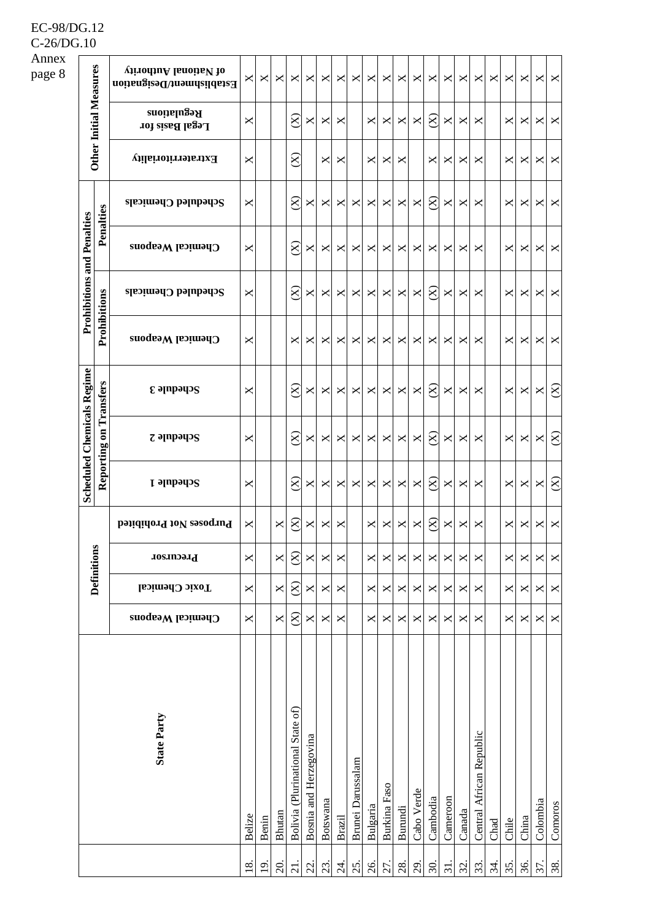| | State Party | Definitions | | | | Scheduled Chemicals Regime | | | Prohibitions and Penalties | | | | Other Initial Measures | | |
|---|---|---|---|---|---|---|---|---|---|---|---|---|---|---|---|
| | | | | | | Reporting on Transfers | | | Prohibitions | | Penalties | | | | |
| | | Chemical Weapons | Toxic Chemical | Precursor | Purposes Not Prohibited | Schedule 1 | Schedule 2 | Schedule 3 | Chemical Weapons | Scheduled Chemicals | Chemical Weapons | Scheduled Chemicals | Extraterritoriality | Legal Basis for Regulations | Establishment/Designation of National Authority |
| 18. | Belize | X | X | X | X | X | X | X | X | X | X | X | X | X | X |
| 19. | Benin | | | | | | | | | | | | | | X |
| 20. | Bhutan | X | X | X | X | | | | | | | | | | X |
| 21. | Bolivia (Plurinational State of) | (X) | (X) | (X) | (X) | (X) | (X) | (X) | X | (X) | (X) | (X) | (X) | (X) | X |
| 22. | Bosnia and Herzegovina | X | X | X | X | X | X | X | X | X | X | X | | X | X |
| 23. | Botswana | X | X | X | X | X | X | X | X | X | X | X | X | X | X |
| 24. | Brazil | X | X | X | X | X | X | X | X | X | X | X | X | X | X |
| 25. | Brunei Darussalam | | | | | X | X | X | X | X | X | X | | | X |
| 26. | Bulgaria | X | X | X | X | X | X | X | X | X | X | X | X | X | X |
| 27. | Burkina Faso | X | X | X | X | X | X | X | X | X | X | X | X | X | X |
| 28. | Burundi | X | X | X | X | X | X | X | X | X | X | X | X | X | X |
| 29. | Cabo Verde | X | X | X | X | X | X | X | X | X | X | X | | X | X |
| 30. | Cambodia | X | X | X | (X) | (X) | (X) | (X) | X | (X) | X | (X) | X | (X) | X |
| 31. | Cameroon | X | X | X | X | X | X | X | X | X | X | X | X | X | X |
| 32. | Canada | X | X | X | X | X | X | X | X | X | X | X | X | X | X |
| 33. | Central African Republic | X | X | X | X | X | X | X | X | X | X | X | X | X | X |
| 34. | Chad | | | | | | | | | | | | | | X |
| 35. | Chile | X | X | X | X | X | X | X | X | X | X | X | X | X | X |
| 36. | China | X | X | X | X | X | X | X | X | X | X | X | X | X | X |
| 37. | Colombia | X | X | X | X | X | X | X | X | X | X | X | X | X | X |
| 38. | Comoros | X | X | X | X | (X) | (X) | (X) | X | X | X | X | X | X | X |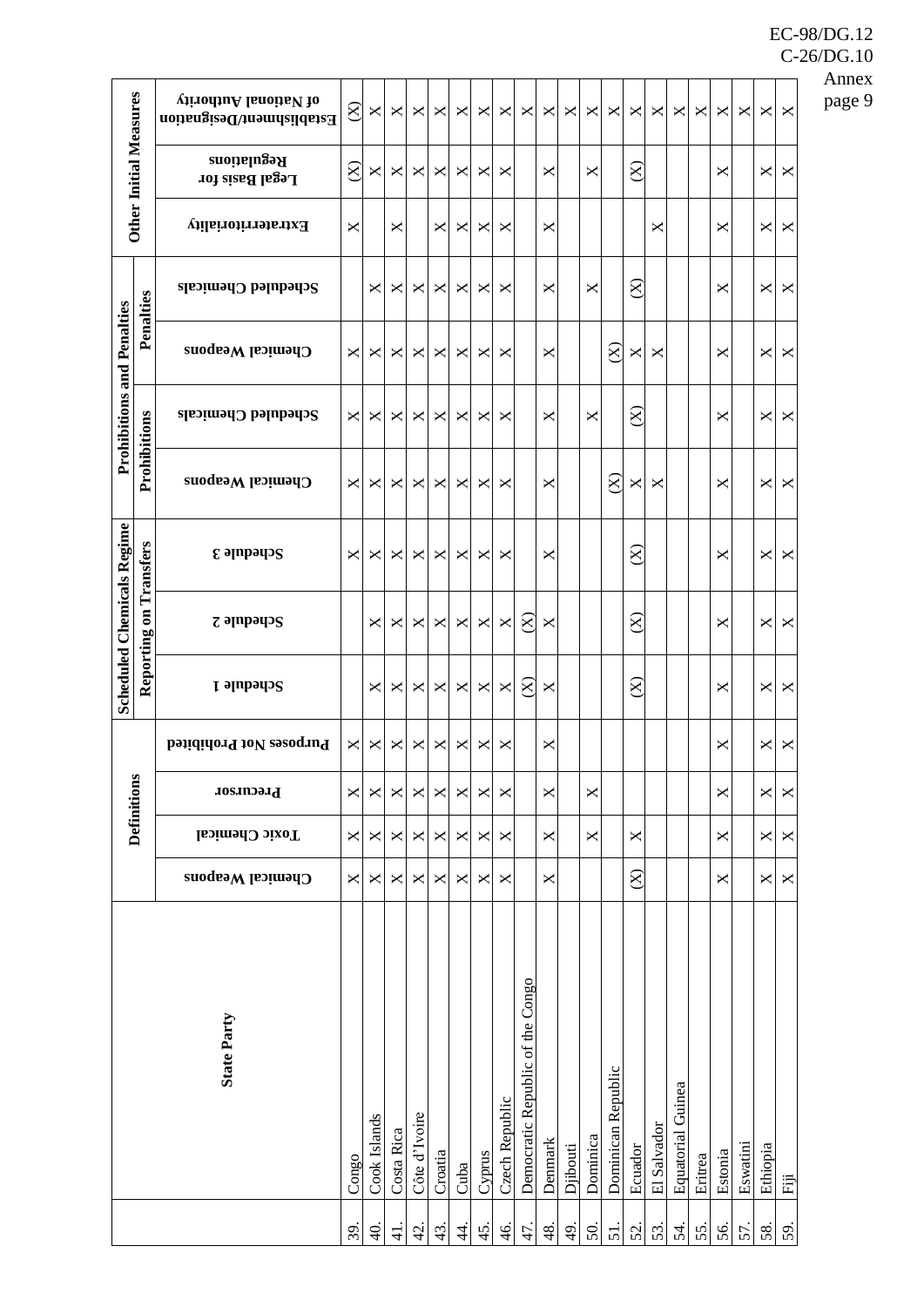| | State Party | Definitions | | | | Scheduled Chemicals Regime | | | Prohibitions and Penalties | | | | Other Initial Measures | | |
|---|---|---|---|---|---|---|---|---|---|---|---|---|---|---|---|
| | | | | | | Reporting on Transfers | | | Prohibitions | | Penalties | | | | |
| | | Chemical Weapons | Toxic Chemical | Precursor | Purposes Not Prohibited | Schedule 1 | Schedule 2 | Schedule 3 | Chemical Weapons | Scheduled Chemicals | Chemical Weapons | Scheduled Chemicals | Extraterritoriality | Legal Basis for Regulations | Establishment/Designation of National Authority |
| 39. | Congo | X | X | X | X | | | X | X | X | X | | X | (X) | (X) |
| 40. | Cook Islands | X | X | X | X | X | X | X | X | X | X | X | | X | X |
| 41. | Costa Rica | X | X | X | X | X | X | X | X | X | X | X | X | X | X |
| 42. | Côte d'Ivoire | X | X | X | X | X | X | X | X | X | X | X | | X | X |
| 43. | Croatia | X | X | X | X | X | X | X | X | X | X | X | X | X | X |
| 44. | Cuba | X | X | X | X | X | X | X | X | X | X | X | X | X | X |
| 45. | Cyprus | X | X | X | X | X | X | X | X | X | X | X | X | X | X |
| 46. | Czech Republic | X | X | X | X | X | X | X | X | X | X | X | X | X | X |
| 47. | Democratic Republic of the Congo | | | | | (X) | (X) | | | | | | | | X |
| 48. | Denmark | X | X | X | X | X | X | X | X | X | X | X | X | X | X |
| 49. | Djibouti | | | | | | | | | | | | | | X |
| 50. | Dominica | | X | X | | | | | | X | | X | | X | X |
| 51. | Dominican Republic | | | | | | | | (X) | | (X) | | | | X |
| 52. | Ecuador | (X) | X | | | (X) | (X) | (X) | X | (X) | X | (X) | | (X) | X |
| 53. | El Salvador | | | | | | | | X | | X | | X | | X |
| 54. | Equatorial Guinea | | | | | | | | | | | | | | X |
| 55. | Eritrea | | | | | | | | | | | | | | X |
| 56. | Estonia | X | X | X | X | X | X | X | X | X | X | X | X | X | X |
| 57. | Eswatini | | | | | | | | | | | | | | X |
| 58. | Ethiopia | X | X | X | X | X | X | X | X | X | X | X | X | X | X |
| 59. | Fiji | X | X | X | X | X | X | X | X | X | X | X | X | X | X |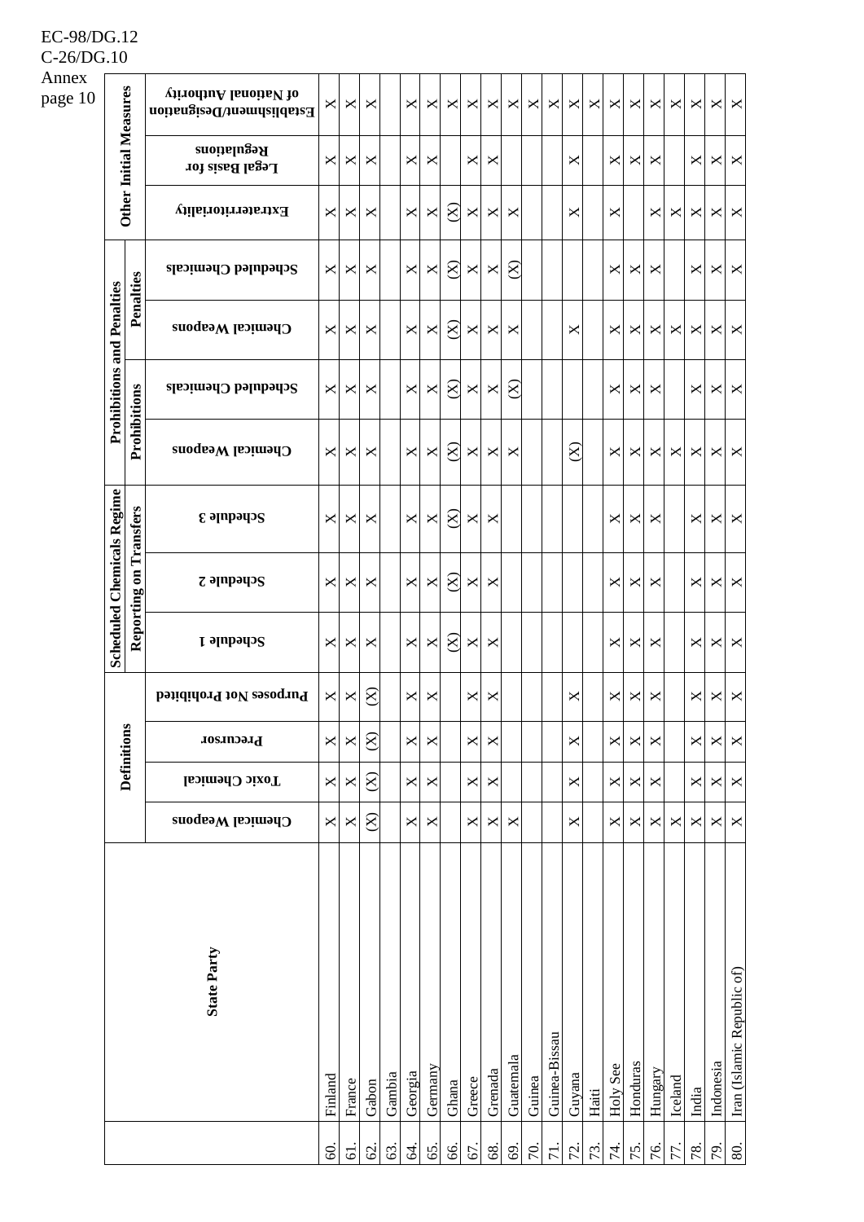| | State Party | Definitions | | | | Scheduled Chemicals Regime | | | Prohibitions and Penalties | | | | Other Initial Measures | | |
|---|---|---|---|---|---|---|---|---|---|---|---|---|---|---|---|
| | | | | | | Reporting on Transfers | | | Prohibitions | | Penalties | | | | |
| | | Chemical Weapons | Toxic Chemical | Precursor | Purposes Not Prohibited | Schedule 1 | Schedule 2 | Schedule 3 | Chemical Weapons | Scheduled Chemicals | Chemical Weapons | Scheduled Chemicals | Extraterritoriality | Legal Basis for Regulations | Establishment/Designation of National Authority |
| 60. | Finland | X | X | X | X | X | X | X | X | X | X | X | X | X | X |
| 61. | France | X | X | X | X | X | X | X | X | X | X | X | X | X | X |
| 62. | Gabon | (X) | (X) | (X) | (X) | X | X | X | X | X | X | X | X | X | X |
| 63. | Gambia | | | | | | | | | | | | | | |
| 64. | Georgia | X | X | X | X | X | X | X | X | X | X | X | X | X | X |
| 65. | Germany | X | X | X | X | X | X | X | X | X | X | X | X | X | X |
| 66. | Ghana | | | | | (X) | (X) | (X) | (X) | (X) | (X) | (X) | (X) | | X |
| 67. | Greece | X | X | X | X | X | X | X | X | X | X | X | X | X | X |
| 68. | Grenada | X | X | X | X | X | X | X | X | X | X | X | X | X | X |
| 69. | Guatemala | X | | | | | | | X | (X) | X | (X) | X | | X |
| 70. | Guinea | | | | | | | | | | | | | | X |
| 71. | Guinea-Bissau | | | | | | | | | | | | | | X |
| 72. | Guyana | X | X | X | X | | | | (X) | | X | | X | X | X |
| 73. | Haiti | | | | | | | | | | | | | | X |
| 74. | Holy See | X | X | X | X | X | X | X | X | X | X | X | X | X | X |
| 75. | Honduras | X | X | X | X | X | X | X | X | X | X | X | | X | X |
| 76. | Hungary | X | X | X | X | X | X | X | X | X | X | X | X | X | X |
| 77. | Iceland | X | | | | | | | X | | X | | X | | X |
| 78. | India | X | X | X | X | X | X | X | X | X | X | X | X | X | X |
| 79. | Indonesia | X | X | X | X | X | X | X | X | X | X | X | X | X | X |
| 80. | Iran (Islamic Republic of) | X | X | X | X | X | X | X | X | X | X | X | X | X | X |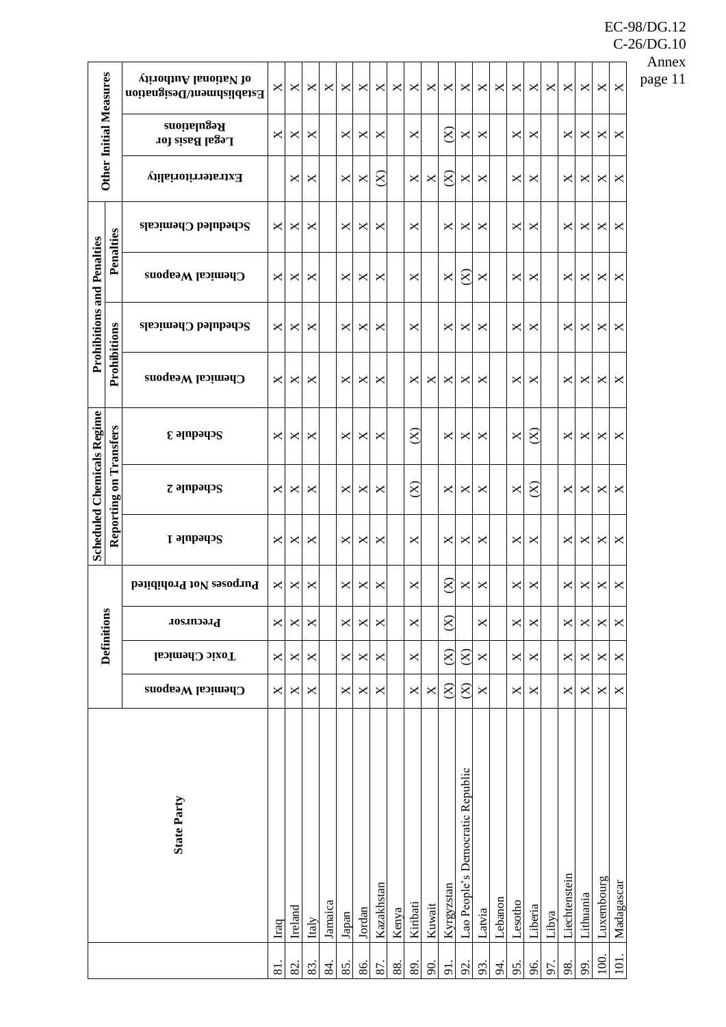| | State Party | Definitions | | | | Scheduled Chemicals Regime | | | Prohibitions and Penalties | | | | Other Initial Measures | | |
|---|---|---|---|---|---|---|---|---|---|---|---|---|---|---|---|
| | | | | | | Reporting on Transfers | | | Prohibitions | | Penalties | | | | |
| | | Chemical Weapons | Toxic Chemical | Precursor | Purposes Not Prohibited | Schedule 1 | Schedule 2 | Schedule 3 | Chemical Weapons | Scheduled Chemicals | Chemical Weapons | Scheduled Chemicals | Extraterritoriality | Legal Basis for Regulations | Establishment/Designation of National Authority |
| 81. | Iraq | X | X | X | X | X | X | X | X | X | X | X | | X | X |
| 82. | Ireland | X | X | X | X | X | X | X | X | X | X | X | X | X | X |
| 83. | Italy | X | X | X | X | X | X | X | X | X | X | X | X | X | X |
| 84. | Jamaica | | | | | | | | | | | | | | X |
| 85. | Japan | X | X | X | X | X | X | X | X | X | X | X | X | X | X |
| 86. | Jordan | X | X | X | X | X | X | X | X | X | X | X | X | X | X |
| 87. | Kazakhstan | X | X | X | X | X | X | X | X | X | X | X | (X) | X | X |
| 88. | Kenya | | | | | | | | | | | | | | X |
| 89. | Kiribati | X | X | X | X | X | (X) | (X) | X | X | X | X | X | X | X |
| 90. | Kuwait | X | | | | | | | X | | | | X | | X |
| 91. | Kyrgyzstan | (X) | (X) | (X) | (X) | X | X | X | X | X | X | X | (X) | (X) | X |
| 92. | Lao People's Democratic Republic | (X) | (X) | | X | X | X | X | X | X | (X) | X | X | X | X |
| 93. | Latvia | X | X | X | X | X | X | X | X | X | X | X | X | X | X |
| 94. | Lebanon | | | | | | | | | | | | | | X |
| 95. | Lesotho | X | X | X | X | X | X | X | X | X | X | X | X | X | X |
| 96. | Liberia | X | X | X | X | X | (X) | (X) | X | X | X | X | X | X | X |
| 97. | Libya | | | | | | | | | | | | | | X |
| 98. | Liechtenstein | X | X | X | X | X | X | X | X | X | X | X | X | X | X |
| 99. | Lithuania | X | X | X | X | X | X | X | X | X | X | X | X | X | X |
| 100. | Luxembourg | X | X | X | X | X | X | X | X | X | X | X | X | X | X |
| 101. | Madagascar | X | X | X | X | X | X | X | X | X | X | X | X | X | X |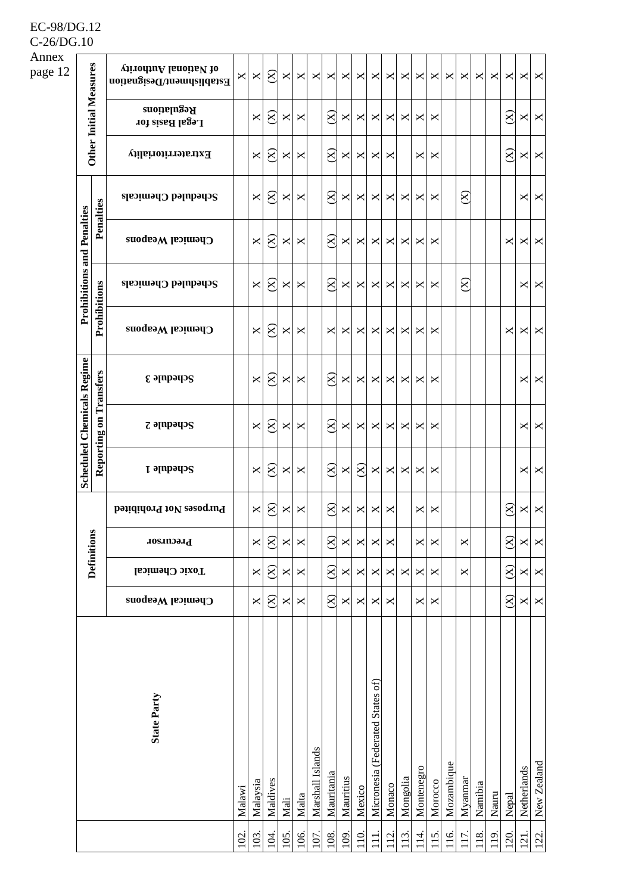| | State Party | Definitions | | | | Scheduled Chemicals Regime | | | Prohibitions and Penalties | | | | Other Initial Measures | | |
|---|---|---|---|---|---|---|---|---|---|---|---|---|---|---|---|
| | | | | | | Reporting on Transfers | | | Prohibitions | | Penalties | | | | |
| | | Chemical Weapons | Toxic Chemical | Precursor | Purposes Not Prohibited | Schedule 1 | Schedule 2 | Schedule 3 | Chemical Weapons | Scheduled Chemicals | Chemical Weapons | Scheduled Chemicals | Extraterritoriality | Legal Basis for Regulations | Establishment/Designation of National Authority |
| 102. | Malawi | | | | | | | | | | | | | | X |
| 103. | Malaysia | X | X | X | X | X | X | X | X | X | X | X | X | X | X |
| 104. | Maldives | (X) | (X) | (X) | (X) | (X) | (X) | (X) | (X) | (X) | (X) | (X) | (X) | (X) | (X) |
| 105. | Mali | X | X | X | X | X | X | X | X | X | X | X | X | X | X |
| 106. | Malta | X | X | X | X | X | X | X | X | X | X | X | X | X | X |
| 107. | Marshall Islands | | | | | | | | | | | | | | X |
| 108. | Mauritania | (X) | (X) | (X) | (X) | (X) | (X) | (X) | X | (X) | (X) | (X) | (X) | (X) | X |
| 109. | Mauritius | X | X | X | X | X | X | X | X | X | X | X | X | X | X |
| 110. | Mexico | X | X | X | X | (X) | X | X | X | X | X | X | X | X | X |
| 111. | Micronesia (Federated States of) | X | X | X | X | X | X | X | X | X | X | X | X | X | X |
| 112. | Monaco | X | X | X | X | X | X | X | X | X | X | X | X | X | X |
| 113. | Mongolia | | X | | | X | X | X | X | X | X | X | | X | X |
| 114. | Montenegro | X | X | X | X | X | X | X | X | X | X | X | X | X | X |
| 115. | Morocco | X | X | X | X | X | X | X | X | X | X | X | X | X | X |
| 116. | Mozambique | | | | | | | | | | | | | | X |
| 117. | Myanmar | | X | X | | | | | | (X) | | (X) | | | X |
| 118. | Namibia | | | | | | | | | | | | | | X |
| 119. | Nauru | | | | | | | | | | | | | | X |
| 120. | Nepal | (X) | (X) | (X) | (X) | | | | X | | X | | (X) | (X) | X |
| 121. | Netherlands | X | X | X | X | X | X | X | X | X | X | X | X | X | X |
| 122. | New Zealand | X | X | X | X | X | X | X | X | X | X | X | X | X | X |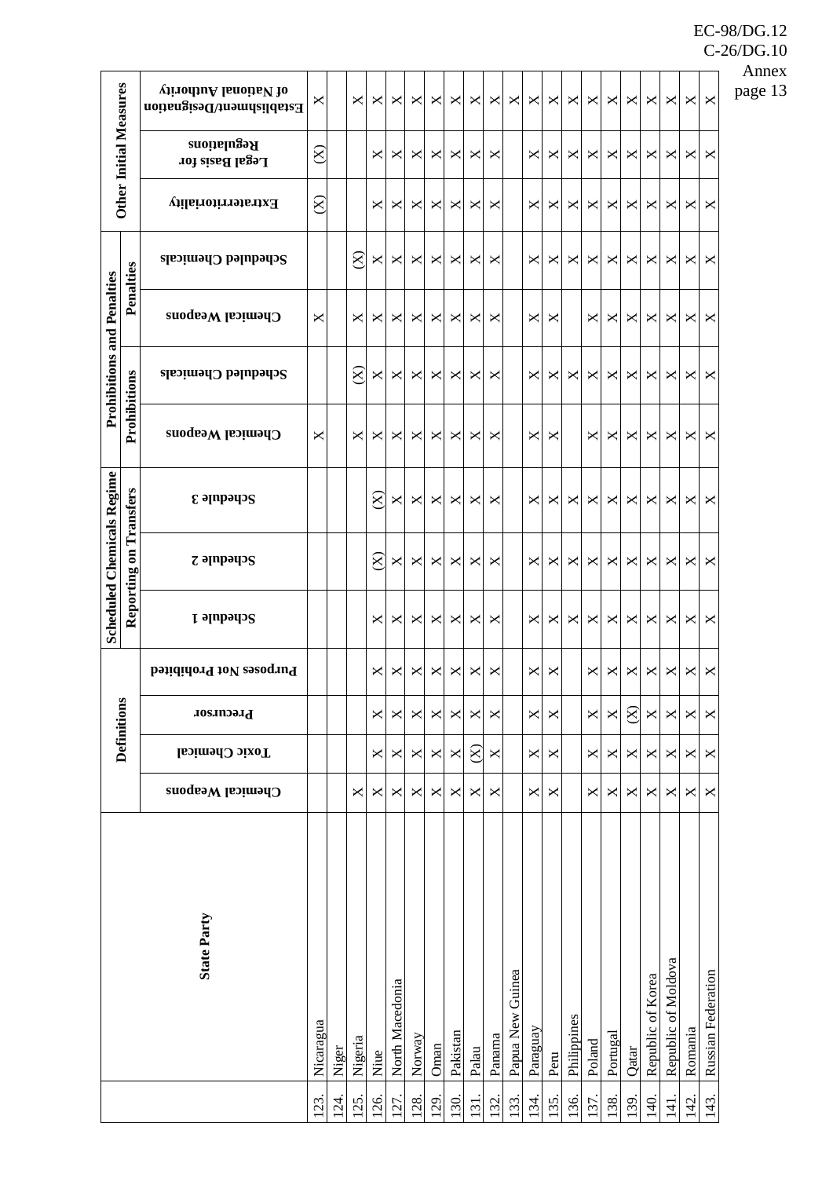| | State Party | Definitions | | | | Scheduled Chemicals Regime | | | Prohibitions and Penalties | | | | Other Initial Measures | | |
|---|---|---|---|---|---|---|---|---|---|---|---|---|---|---|---|
| | | | | | | Reporting on Transfers | | | Prohibitions | | Penalties | | | | |
| | | Chemical Weapons | Toxic Chemical | Precursor | Purposes Not Prohibited | Schedule 1 | Schedule 2 | Schedule 3 | Chemical Weapons | Scheduled Chemicals | Chemical Weapons | Scheduled Chemicals | Extraterritoriality | Legal Basis for Regulations | Establishment/Designation of National Authority |
| 123. | Nicaragua | | | | | | | | X | | X | | (X) | (X) | X |
| 124. | Niger | | | | | | | | | | | | | | |
| 125. | Nigeria | X | | | | | | | X | (X) | X | (X) | | | X |
| 126. | Niue | X | X | X | X | X | (X) | (X) | X | X | X | X | X | X | X |
| 127. | North Macedonia | X | X | X | X | X | X | X | X | X | X | X | X | X | X |
| 128. | Norway | X | X | X | X | X | X | X | X | X | X | X | X | X | X |
| 129. | Oman | X | X | X | X | X | X | X | X | X | X | X | X | X | X |
| 130. | Pakistan | X | X | X | X | X | X | X | X | X | X | X | X | X | X |
| 131. | Palau | X | (X) | X | X | X | X | X | X | X | X | X | X | X | X |
| 132. | Panama | X | X | X | X | X | X | X | X | X | X | X | X | X | X |
| 133. | Papua New Guinea | | | | | | | | | | | | | | X |
| 134. | Paraguay | X | X | X | X | X | X | X | X | X | X | X | X | X | X |
| 135. | Peru | X | X | X | X | X | X | X | X | X | X | X | X | X | X |
| 136. | Philippines | | | | | X | X | X | | X | | X | X | X | X |
| 137. | Poland | X | X | X | X | X | X | X | X | X | X | X | X | X | X |
| 138. | Portugal | X | X | X | X | X | X | X | X | X | X | X | X | X | X |
| 139. | Qatar | X | X | (X) | X | X | X | X | X | X | X | X | X | X | X |
| 140. | Republic of Korea | X | X | X | X | X | X | X | X | X | X | X | X | X | X |
| 141. | Republic of Moldova | X | X | X | X | X | X | X | X | X | X | X | X | X | X |
| 142. | Romania | X | X | X | X | X | X | X | X | X | X | X | X | X | X |
| 143. | Russian Federation | X | X | X | X | X | X | X | X | X | X | X | X | X | X |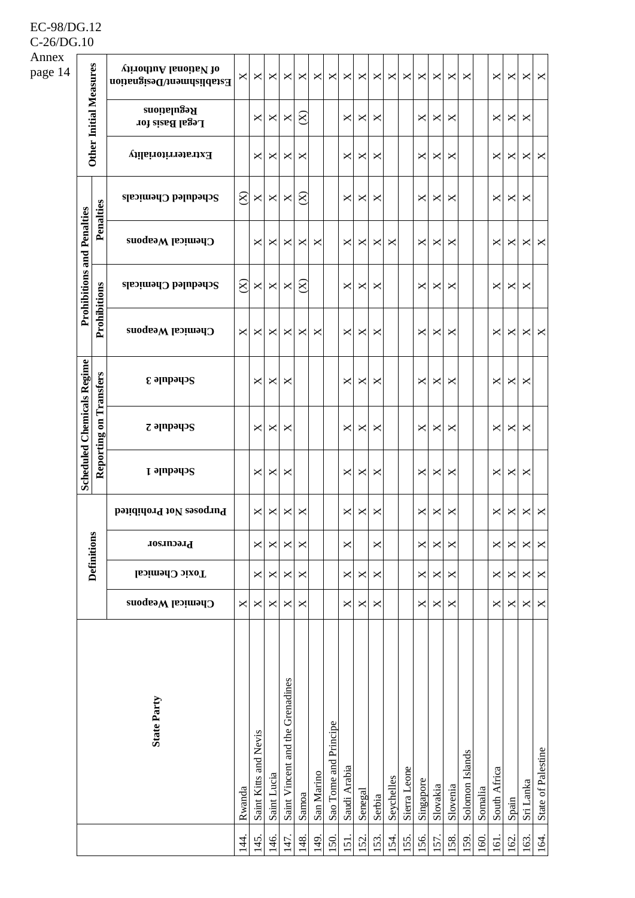| | State Party | Definitions | | | | Scheduled Chemicals Regime | | | Prohibitions and Penalties | | | | Other Initial Measures | | |
|---|---|---|---|---|---|---|---|---|---|---|---|---|---|---|---|
| | | | | | | Reporting on Transfers | | | Prohibitions | | Penalties | | | | |
| | | Chemical Weapons | Toxic Chemical | Precursor | Purposes Not Prohibited | Schedule 1 | Schedule 2 | Schedule 3 | Chemical Weapons | Scheduled Chemicals | Chemical Weapons | Scheduled Chemicals | Extraterritoriality | Legal Basis for Regulations | Establishment/Designation of National Authority |
| 144. | Rwanda | X | | | | | | | X | (X) | | (X) | | | X |
| 145. | Saint Kitts and Nevis | X | X | X | X | X | X | X | X | X | X | X | X | X | X |
| 146. | Saint Lucia | X | X | X | X | X | X | X | X | X | X | X | X | X | X |
| 147. | Saint Vincent and the Grenadines | X | X | X | X | X | X | X | X | X | X | X | X | X | X |
| 148. | Samoa | X | X | X | X | | | | X | (X) | X | (X) | X | (X) | X |
| 149. | San Marino | | | | | | | | X | | X | | | | X |
| 150. | Sao Tome and Principe | | | | | | | | | | | | | | X |
| 151. | Saudi Arabia | X | X | X | X | X | X | X | X | X | X | X | X | X | X |
| 152. | Senegal | X | X | | X | X | X | X | X | X | X | X | X | X | X |
| 153. | Serbia | X | X | X | X | X | X | X | X | X | X | X | X | X | X |
| 154. | Seychelles | | | | | | | | | | X | | | | X |
| 155. | Sierra Leone | | | | | | | | | | | | | | X |
| 156. | Singapore | X | X | X | X | X | X | X | X | X | X | X | X | X | X |
| 157. | Slovakia | X | X | X | X | X | X | X | X | X | X | X | X | X | X |
| 158. | Slovenia | X | X | X | X | X | X | X | X | X | X | X | X | X | X |
| 159. | Solomon Islands | | | | | | | | | | | | | | X |
| 160. | Somalia | | | | | | | | | | | | | | |
| 161. | South Africa | X | X | X | X | X | X | X | X | X | X | X | X | X | X |
| 162. | Spain | X | X | X | X | X | X | X | X | X | X | X | X | X | X |
| 163. | Sri Lanka | X | X | X | X | X | X | X | X | X | X | X | X | X | X |
| 164. | State of Palestine | X | X | X | X | | | | X | | X | | X | | X |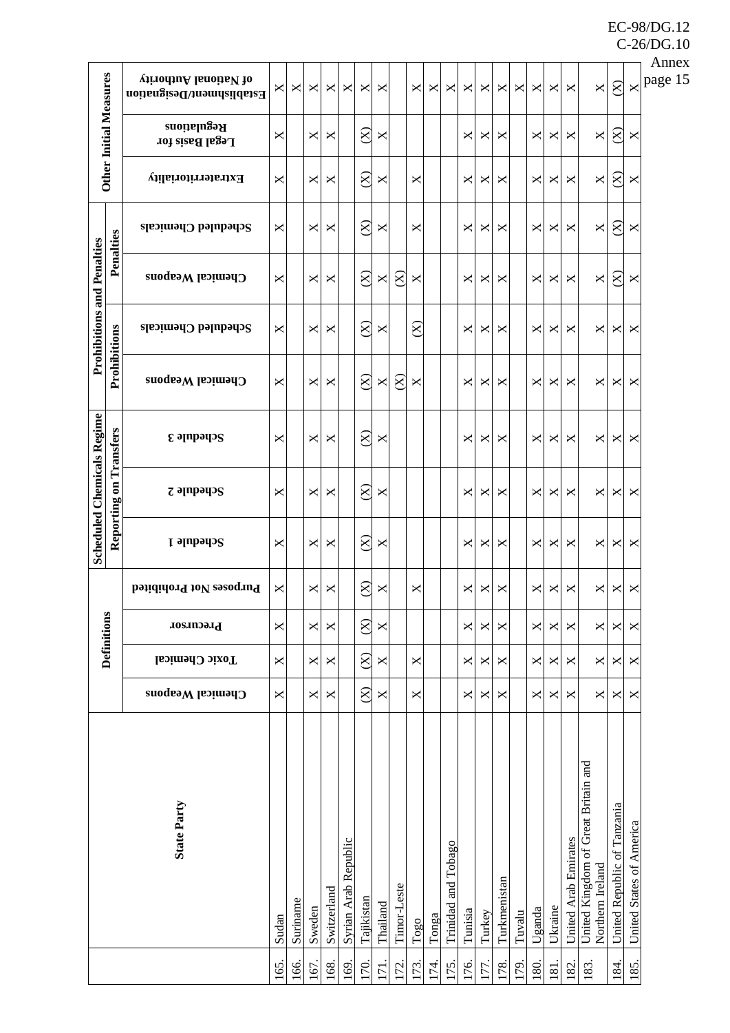| | State Party | Definitions | | | | Scheduled Chemicals Regime Reporting on Transfers | | | Prohibitions and Penalties | | | | Other Initial Measures | | |
|---|---|---|---|---|---|---|---|---|---|---|---|---|---|---|---|
| | | | | | | | | | Prohibitions | | Penalties | | | | |
| | | Chemical Weapons | Toxic Chemical | Precursor | Purposes Not Prohibited | Schedule 1 | Schedule 2 | Schedule 3 | Chemical Weapons | Scheduled Chemicals | Chemical Weapons | Scheduled Chemicals | Extraterritoriality | Legal Basis for Regulations | Establishment/Designation of National Authority |
| 165. | Sudan | X | X | X | X | X | X | X | X | X | X | X | X | X | X |
| 166. | Suriname | | | | | | | | | | | | | | X |
| 167. | Sweden | X | X | X | X | X | X | X | X | X | X | X | X | X | X |
| 168. | Switzerland | X | X | X | X | X | X | X | X | X | X | X | X | X | X |
| 169. | Syrian Arab Republic | | | | | | | | | | | | | | X |
| 170. | Tajikistan | (X) | (X) | (X) | (X) | (X) | (X) | (X) | (X) | (X) | (X) | (X) | (X) | (X) | X |
| 171. | Thailand | X | X | X | X | X | X | X | X | X | X | X | X | X | X |
| 172. | Timor-Leste | | | | | | | | (X) | | (X) | | | | |
| 173. | Togo | X | X | | X | | | | X | (X) | X | X | X | | X |
| 174. | Tonga | | | | | | | | | | | | | | X |
| 175. | Trinidad and Tobago | | | | | | | | | | | | | | X |
| 176. | Tunisia | X | X | X | X | X | X | X | X | X | X | X | X | X | X |
| 177. | Turkey | X | X | X | X | X | X | X | X | X | X | X | X | X | X |
| 178. | Turkmenistan | X | X | X | X | X | X | X | X | X | X | X | X | X | X |
| 179. | Tuvalu | | | | | | | | | | | | | | X |
| 180. | Uganda | X | X | X | X | X | X | X | X | X | X | X | X | X | X |
| 181. | Ukraine | X | X | X | X | X | X | X | X | X | X | X | X | X | X |
| 182. | United Arab Emirates | X | X | X | X | X | X | X | X | X | X | X | X | X | X |
| 183. | United Kingdom of Great Britain and Northern Ireland | X | X | X | X | X | X | X | X | X | X | X | X | X | X |
| 184. | United Republic of Tanzania | X | X | X | X | X | X | X | X | X | (X) | (X) | (X) | (X) | (X) |
| 185. | United States of America | X | X | X | X | X | X | X | X | X | X | X | X | X | X |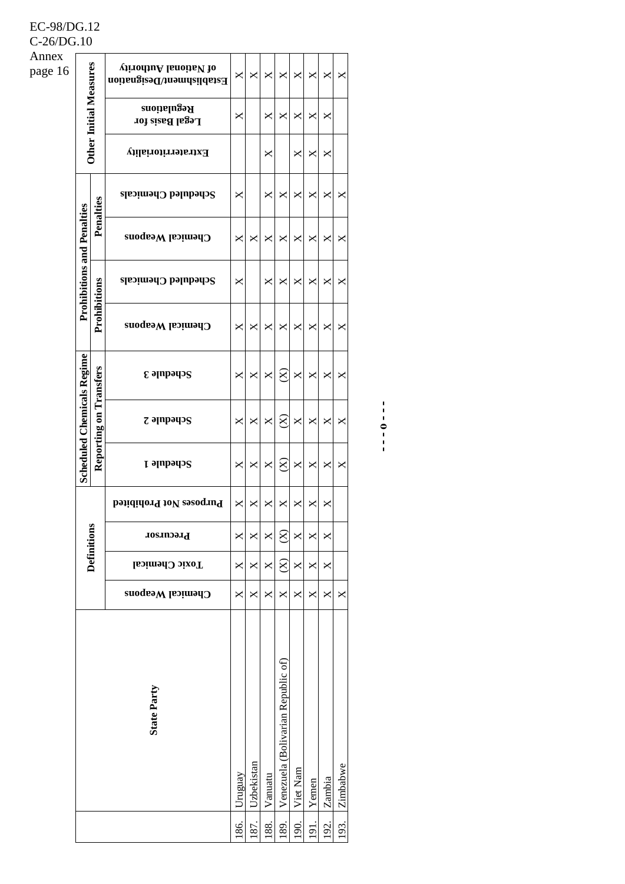| | State Party | Definitions | | | | Scheduled Chemicals Regime | | | Prohibitions and Penalties | | | | Other Initial Measures | | |
|---|---|---|---|---|---|---|---|---|---|---|---|---|---|---|---|
| | | | | | | Reporting on Transfers | | | Prohibitions | | Penalties | | | | |
| | | Chemical Weapons | Toxic Chemical | Precursor | Purposes Not Prohibited | Schedule 1 | Schedule 2 | Schedule 3 | Chemical Weapons | Scheduled Chemicals | Chemical Weapons | Scheduled Chemicals | Extraterritoriality | Legal Basis for Regulations | Establishment/Designation of National Authority |
| 186. | Uruguay | X | X | X | X | X | X | X | X | X | X | X | | X | X |
| 187. | Uzbekistan | X | X | X | X | X | X | X | X | | X | | | | X |
| 188. | Vanuatu | X | X | X | X | X | X | X | X | X | X | X | X | X | X |
| 189. | Venezuela (Bolivarian Republic of) | X | (X) | (X) | X | (X) | (X) | (X) | X | X | X | X | | X | X |
| 190. | Viet Nam | X | X | X | X | X | X | X | X | X | X | X | X | X | X |
| 191. | Yemen | X | X | X | X | X | X | X | X | X | X | X | X | X | X |
| 192. | Zambia | X | X | X | X | X | X | X | X | X | X | X | X | X | X |
| 193. | Zimbabwe | X | | | | X | X | X | X | X | X | X | | | X |

- - - 0 - - -